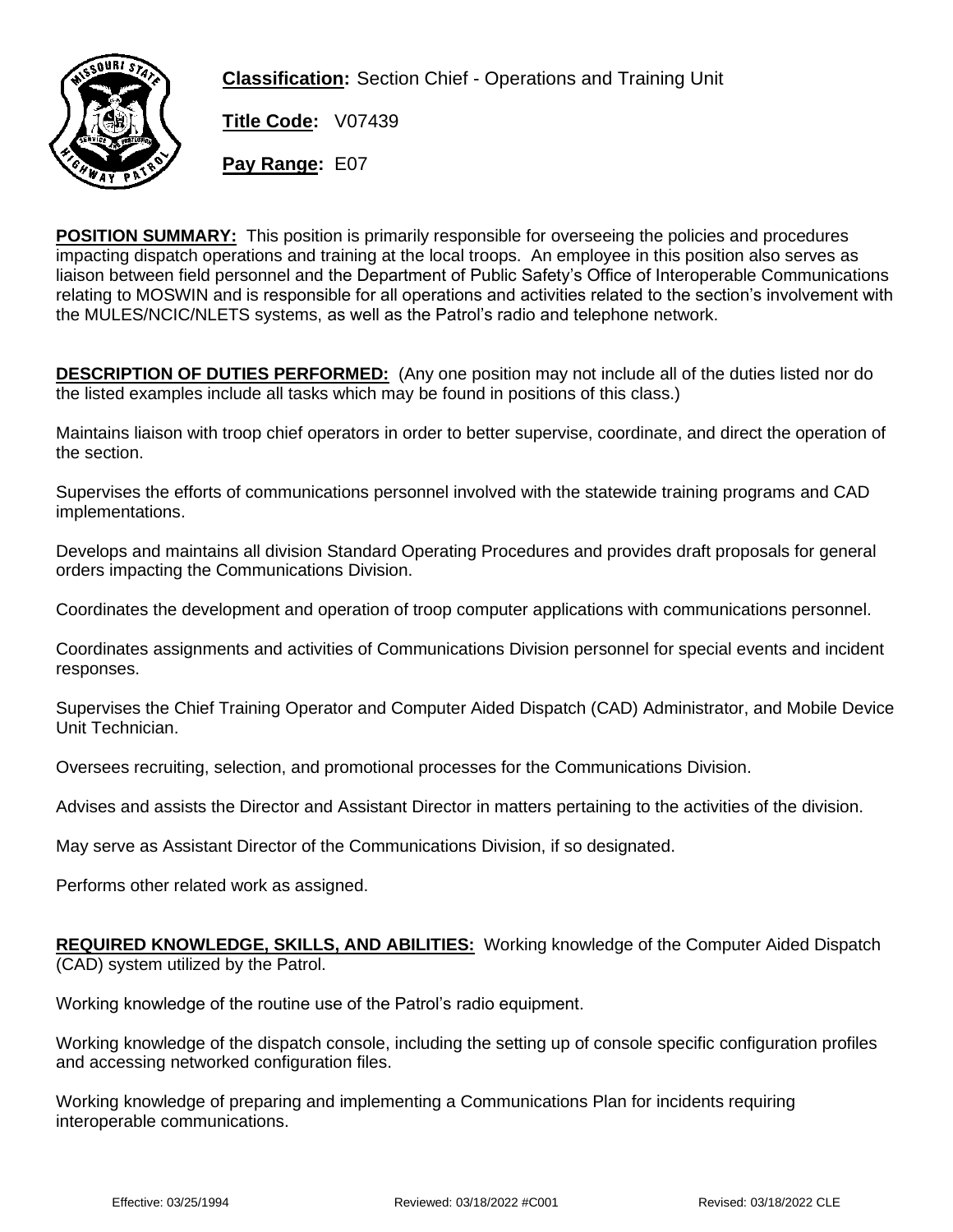**Classification:** Section Chief - Operations and Training Unit

**Title Code:** V07439

**Pay Range:** E07

**POSITION SUMMARY:** This position is primarily responsible for overseeing the policies and procedures impacting dispatch operations and training at the local troops. An employee in this position also serves as liaison between field personnel and the Department of Public Safety's Office of Interoperable Communications relating to MOSWIN and is responsible for all operations and activities related to the section's involvement with the MULES/NCIC/NLETS systems, as well as the Patrol's radio and telephone network.

**DESCRIPTION OF DUTIES PERFORMED:** (Any one position may not include all of the duties listed nor do the listed examples include all tasks which may be found in positions of this class.)

Maintains liaison with troop chief operators in order to better supervise, coordinate, and direct the operation of the section.

Supervises the efforts of communications personnel involved with the statewide training programs and CAD implementations.

Develops and maintains all division Standard Operating Procedures and provides draft proposals for general orders impacting the Communications Division.

Coordinates the development and operation of troop computer applications with communications personnel.

Coordinates assignments and activities of Communications Division personnel for special events and incident responses.

Supervises the Chief Training Operator and Computer Aided Dispatch (CAD) Administrator, and Mobile Device Unit Technician.

Oversees recruiting, selection, and promotional processes for the Communications Division.

Advises and assists the Director and Assistant Director in matters pertaining to the activities of the division.

May serve as Assistant Director of the Communications Division, if so designated.

Performs other related work as assigned.

**REQUIRED KNOWLEDGE, SKILLS, AND ABILITIES:** Working knowledge of the Computer Aided Dispatch (CAD) system utilized by the Patrol.

Working knowledge of the routine use of the Patrol's radio equipment.

Working knowledge of the dispatch console, including the setting up of console specific configuration profiles and accessing networked configuration files.

Working knowledge of preparing and implementing a Communications Plan for incidents requiring interoperable communications.

Effective: 03/25/1994 Reviewed: 03/18/2022 #C001 Revised: 03/18/2022 CLE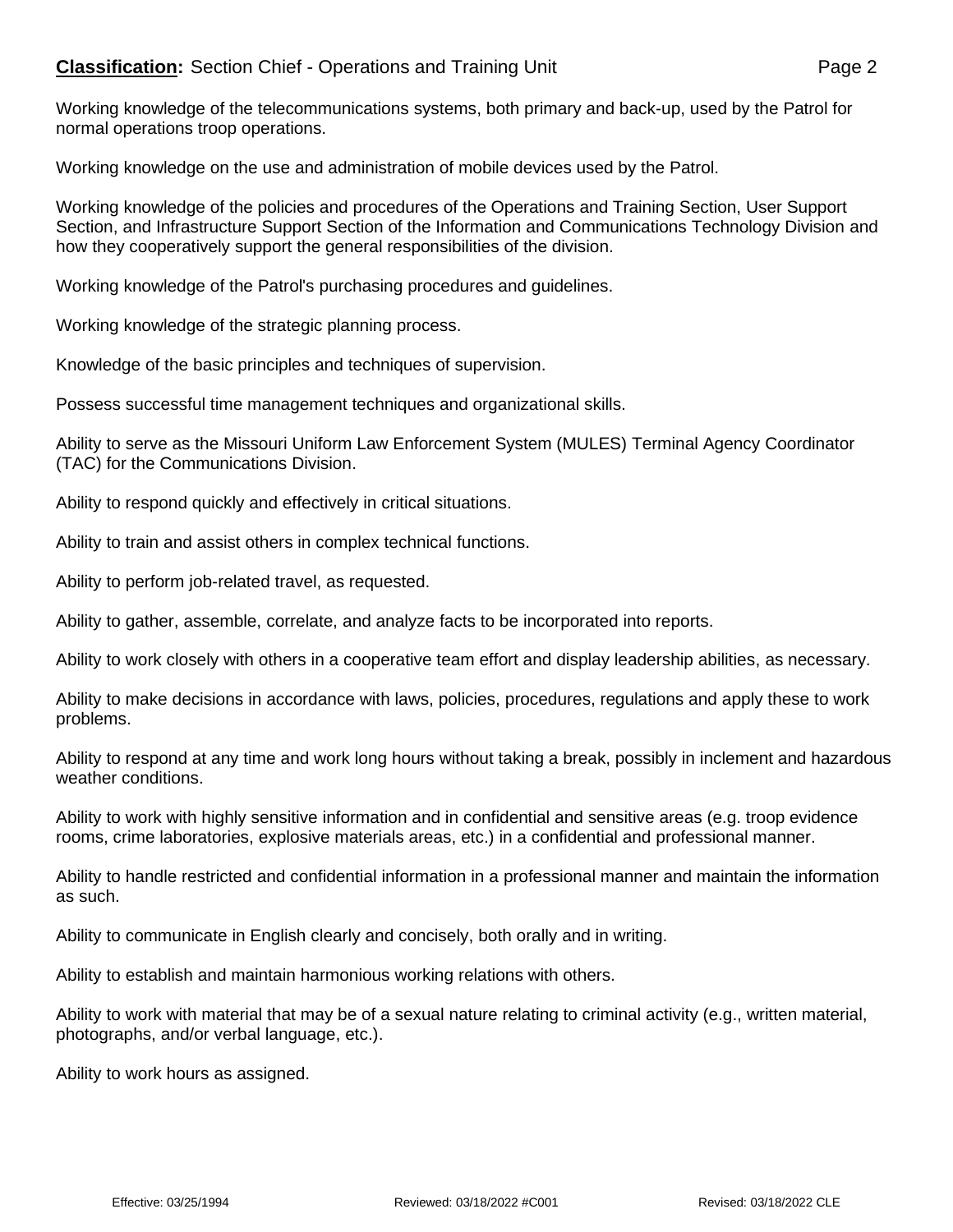Working knowledge of the telecommunications systems, both primary and back-up, used by the Patrol for normal operations troop operations.

Working knowledge on the use and administration of mobile devices used by the Patrol.

Working knowledge of the policies and procedures of the Operations and Training Section, User Support Section, and Infrastructure Support Section of the Information and Communications Technology Division and how they cooperatively support the general responsibilities of the division.

Working knowledge of the Patrol's purchasing procedures and guidelines.

Working knowledge of the strategic planning process.

Knowledge of the basic principles and techniques of supervision.

Possess successful time management techniques and organizational skills.

Ability to serve as the Missouri Uniform Law Enforcement System (MULES) Terminal Agency Coordinator (TAC) for the Communications Division.

Ability to respond quickly and effectively in critical situations.

Ability to train and assist others in complex technical functions.

Ability to perform job-related travel, as requested.

Ability to gather, assemble, correlate, and analyze facts to be incorporated into reports.

Ability to work closely with others in a cooperative team effort and display leadership abilities, as necessary.

Ability to make decisions in accordance with laws, policies, procedures, regulations and apply these to work problems.

Ability to respond at any time and work long hours without taking a break, possibly in inclement and hazardous weather conditions.

Ability to work with highly sensitive information and in confidential and sensitive areas (e.g. troop evidence rooms, crime laboratories, explosive materials areas, etc.) in a confidential and professional manner.

Ability to handle restricted and confidential information in a professional manner and maintain the information as such.

Ability to communicate in English clearly and concisely, both orally and in writing.

Ability to establish and maintain harmonious working relations with others.

Ability to work with material that may be of a sexual nature relating to criminal activity (e.g., written material, photographs, and/or verbal language, etc.).

Ability to work hours as assigned.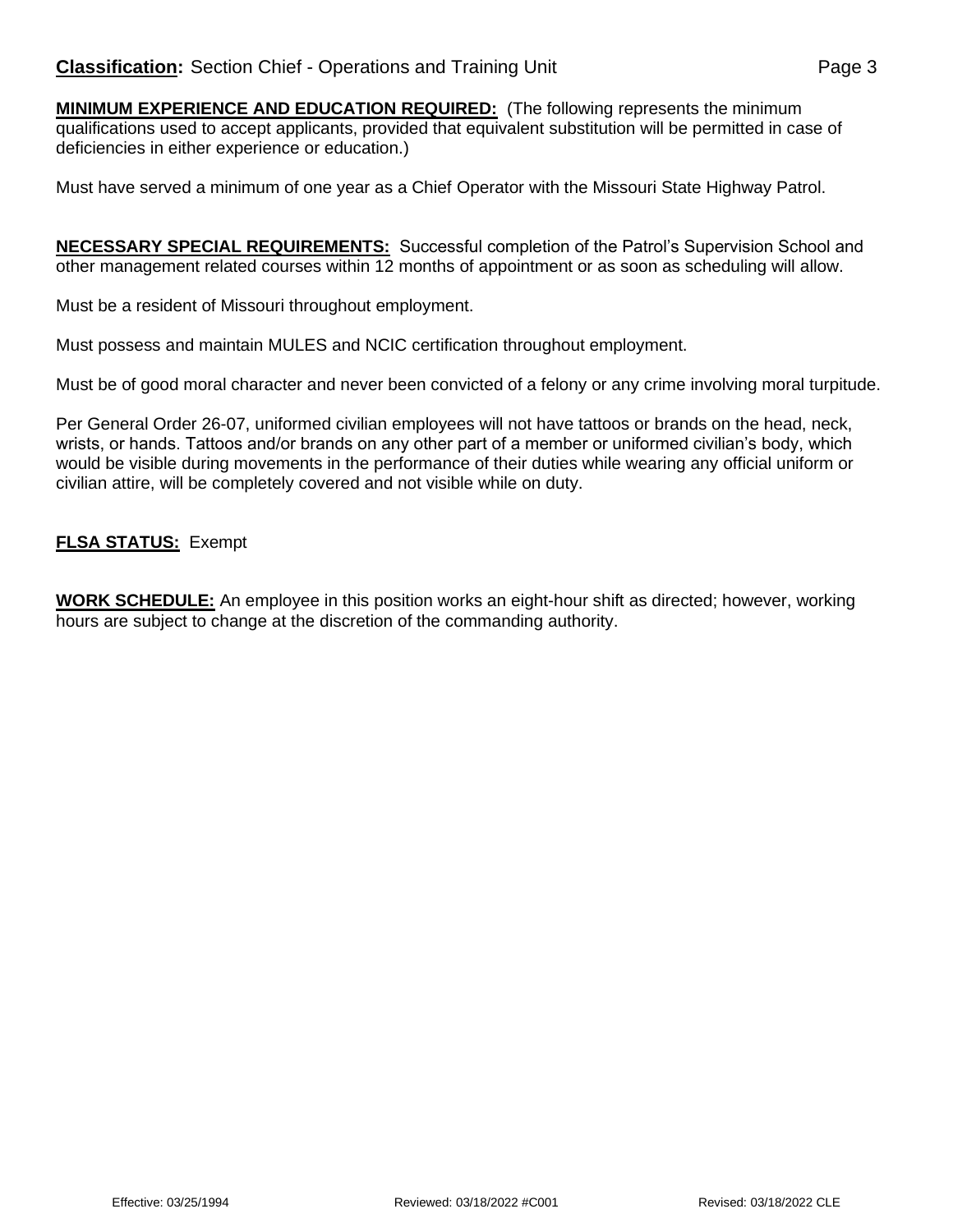**MINIMUM EXPERIENCE AND EDUCATION REQUIRED:** (The following represents the minimum qualifications used to accept applicants, provided that equivalent substitution will be permitted in case of deficiencies in either experience or education.)

Must have served a minimum of one year as a Chief Operator with the Missouri State Highway Patrol.

**NECESSARY SPECIAL REQUIREMENTS:** Successful completion of the Patrol's Supervision School and other management related courses within 12 months of appointment or as soon as scheduling will allow.

Must be a resident of Missouri throughout employment.

Must possess and maintain MULES and NCIC certification throughout employment.

Must be of good moral character and never been convicted of a felony or any crime involving moral turpitude.

Per General Order 26-07, uniformed civilian employees will not have tattoos or brands on the head, neck, wrists, or hands. Tattoos and/or brands on any other part of a member or uniformed civilian's body, which would be visible during movements in the performance of their duties while wearing any official uniform or civilian attire, will be completely covered and not visible while on duty.

**FLSA STATUS:** Exempt

**WORK SCHEDULE:** An employee in this position works an eight-hour shift as directed; however, working hours are subject to change at the discretion of the commanding authority.

Effective: 03/25/1994 Reviewed: 03/18/2022 #C001 Revised: 03/18/2022 CLE